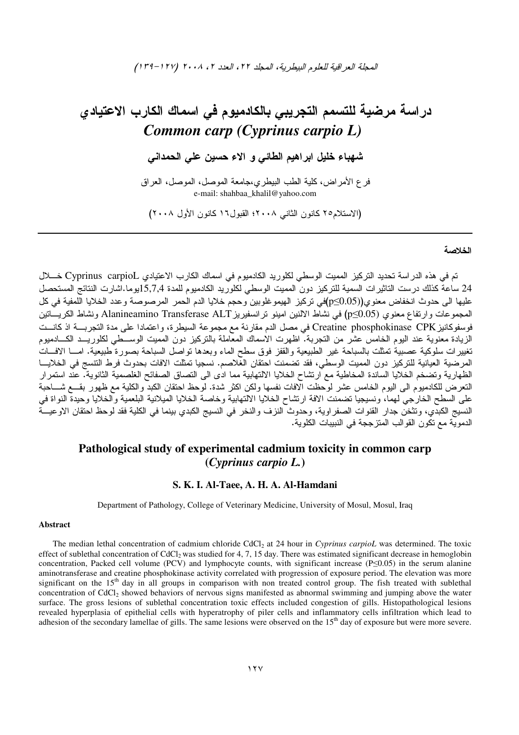# دراسة مرضية للتسمم التجريبي بالكادميوم في اسماك الكارب الاعتيادي *Common carp (Cyprinus carpio L)*

**شهباء خليل ابراهيم الطائي و الاء حسين علي الحمداني**

فرع الأمراض، كلية الطب البيطري،جامعة الموصل، الموصل، العراق
e-mail: shahbaa_khalil@yahoo.com

(الاستلام٢٥ كانون الثاني ٢٠٠٨؛ القبول١٦ كانون الأول ٢٠٠٨)

---

## الخلاصة

تم في هذه الدراسة تحديد التركيز المميت الوسطي لكلوريد الكادميوم في اسماك الكارب الاعتيادي Cyprinus carpioL خلال 24 ساعة كذلك درست التاثيرات السمية للتركيز دون المميت الوسطي لكلوريد الكادميوم للمدة 15,7,4يوما.اشارت النتائج المستحصل عليها الى حدوث انخفاض معنوي($p \leq 0.05$)في تركيز الهيموغلوبين وحجم خلايا الدم الحمر المرصوصة وعدد الخلايا اللمفية في كل المجموعات وارتفاع معنوي ($p \leq 0.05$) في نشاط الالنين امينو ترانسفيريز Alanineamino Transferase ALT ونشاط الكرياتين فوسفوكانيز Creatine phosphokinase CPK في مصل الدم مقارنة مع مجموعة السيطرة، واعتمادا على مدة التجربة اذ كانت الزيادة معنوية عند اليوم الخامس عشر من التجربة. اظهرت الاسماك المعاملة بالتركيز دون المميت الوسطي لكلوريد الكادميوم تغييرات سلوكية عصبية تمثلت بالسباحة غير الطبيعية والقفز فوق سطح الماء وبعدها تواصل السباحة بصورة طبيعية. اما الافات المرضية العيانية للتركيز دون المميت الوسطي، فقد تضمنت احتقان الغلاصم. نسجيا تمثلت الافات بحدوث فرط التنسج في الخلايا الظهارية وتضخم الخلايا الساندة المخاطية مع ارتشاح الخلايا الالتهابية مما ادى الى التصاق الصفائح الغلصمية الثانوية. عند استمرار التعرض للكادميوم الى اليوم الخامس عشر لوحظت الافات نفسها ولكن اكثر شدة. لوحظ احتقان الكبد والكلية مع ظهور بقع شاحبة على السطح الخارجي لهما، ونسجيا تضمنت الافة ارتشاح الخلايا الالتهابية وخاصة الخلايا الميلانية البلعمية والخلايا وحيدة النواة في النسيج الكبدي، وتثخن جدار القنوات الصفراوية، وحدوث النزف والنخر في النسيج الكبدي بينما في الكلية فقد لوحظ احتقان الاوعية الدموية مع تكون القوالب المتزججة في النبيبات الكلوية.

# Pathological study of experimental cadmium toxicity in common carp (*Cyprinus carpio L.*)

**S. K. I. Al-Taee, A. H. A. Al-Hamdani**

Department of Pathology, College of Veterinary Medicine, University of Mosul, Mosul, Iraq

## Abstract

The median lethal concentration of cadmium chloride $CdCl_2$ at 24 hour in *Cyprinus carpioL* was determined. The toxic effect of sublethal concentration of $CdCl_2$ was studied for 4, 7, 15 day. There was estimated significant decrease in hemoglobin concentration, Packed cell volume (PCV) and lymphocyte counts, with significant increase ($P \leq 0.05$) in the serum alanine aminotransferase and creatine phosphokinase activity correlated with progression of exposure period. The elevation was more significant on the 15th day in all groups in comparison with non treated control group. The fish treated with sublethal concentration of $CdCl_2$ showed behaviors of nervous signs manifested as abnormal swimming and jumping above the water surface. The gross lesions of sublethal concentration toxic effects included congestion of gills. Histopathological lesions revealed hyperplasia of epithelial cells with hyperatrophy of piler cells and inflammatory cells infiltration which lead to adhesion of the secondary lamellae of gills. The same lesions were observed on the 15th day of exposure but were more severe.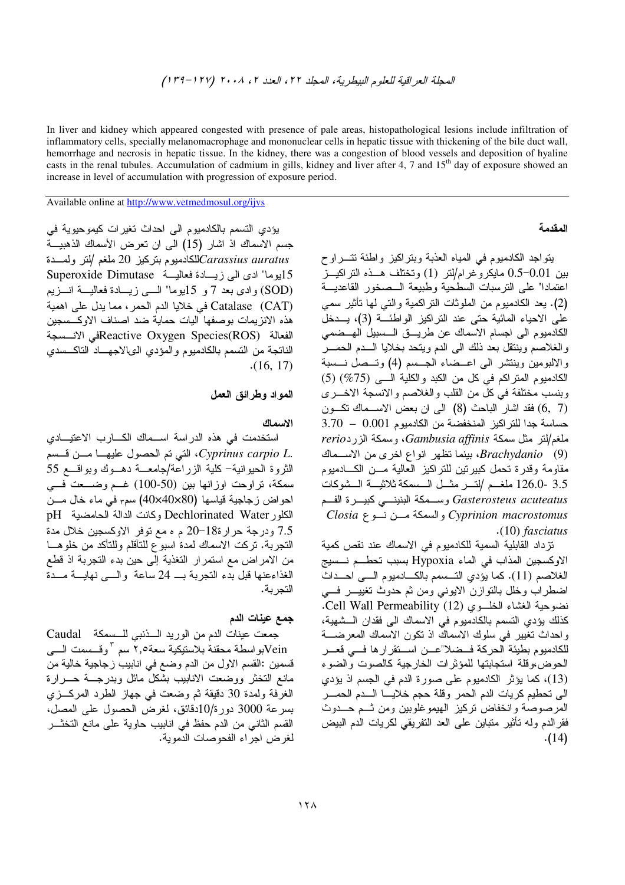In liver and kidney which appeared congested with presence of pale areas, histopathological lesions include infiltration of inflammatory cells, specially melanomacrophage and mononuclear cells in hepatic tissue with thickening of the bile duct wall, hemorrhage and necrosis in hepatic tissue. In the kidney, there was a congestion of blood vessels and deposition of hyaline casts in the renal tubules. Accumulation of cadmium in gills, kidney and liver after 4, 7 and 15th day of exposure showed an increase in level of accumulation with progression of exposure period.

Available online at http://www.vetmedmosul.org/ijvs

## المقدمة

يتواجد الكادميوم في المياه العذبة وبتراكيز واطئة تتراوح بين 0.01-0.5 مايكروغرام/لتر (1) وتختلف هذه التراكيز اعتمادا" على الترسبات السطحية وطبيعة الصخور القاعدية (2). يعد الكادميوم من الملوثات التراكمية والتي لها تأثير سمي على الاحياء المائية حتى عند التراكيز الواطئة (3)، يدخل الكادميوم الى اجسام الاسماك عن طريق السبيل الهضمي والغلاصم وينتقل بعد ذلك الى الدم ويتحد بخلايا الدم الحمر والالبومين وينتشر الى اعضاء الجسم (4) وتصل نسبة الكادميوم المتراكم في كل من الكبد والكلية الى (75%) (5) وبنسب مختلفة في كل من القلب والغلاصم والانسجة الاخرى (6, 7) فقد اشار الباحث (8) الى ان بعض الاسماك تكون حساسة جدا للتراكيز المنخفضة من الكادميوم 0.001 – 3.70 ملغم/لتر مثل سمكة *Gambusia affinis*، وسمكة الزرد*rerio* *Brachydanio* (9)، بينما تظهر انواع اخرى من الاسماك مقاومة وقدرة تحمل كبيرتين للتراكيز العالية من الكادميوم 3.5 -126.0 ملغم /لتر مثل السمكة ثلاثية الشوكات *Gasterosteus aculeatus* وسمكة البنيني كبيرة الفم *Cyprinion macrostomus* والسمكة من نوع *Closia fasciatus* (10).

تزداد القابلية السمية للكادميوم في الاسماك عند نقص كمية الاوكسجين المذاب في الماء Hypoxia بسبب تحطم نسيج الغلاصم (11). كما يؤدي التسمم بالكادميوم الى احداث اضطراب وخلل بالتوازن الايوني ومن ثم حدوث تغيير في نضوحية الغشاء الخلوي (12) Cell Wall Permeability. كذلك يؤدي التسمم بالكادميوم في الاسماك الى فقدان الشهية، واحداث تغيير في سلوك الاسماك اذ تكون الاسماك المعرضة للكادميوم بطيئة الحركة فضلا"عن استقرارها في قعر الحوض،وقلة استجابتها للمؤثرات الخارجية كالصوت والضوء (13)، كما يؤثر الكادميوم على صورة الدم في الجسم اذ يؤدي الى تحطيم كريات الدم الحمر وقلة حجم خلايا الدم الحمر المرصوصة وانخفاض تركيز الهيموغلوبين ومن ثم حدوث فقرالدم وله تأثير متباين على العد التفريقي لكريات الدم البيض (14).

يؤدي التسمم بالكادميوم الى احداث تغيرات كيموحيوية في جسم الاسماك اذ اشار (15) الى ان تعرض الأسماك الذهبية *Carassius auratus*للكادميوم بتركيز 20 ملغم /لتر ولمدة 15يوما" ادى الى زيادة فعالية Superoxide Dimutase (SOD) وادى بعد 7 و 15يوما" الى زيادة فعالية انزيم Catalase (CAT) في خلايا الدم الحمر، مما يدل على اهمية هذه الانزيمات بوصفها اليات حماية ضد اصناف الاوكسجين الفعالة Reactive Oxygen Species(ROS)في الانسجة الناتجة من التسمم بالكادميوم والمؤدي الىالاجهاد التاكسدي (16, 17).

## المواد وطرائق العمل

### الاسماك

استخدمت في هذه الدراسة اسماك الكارب الاعتيادي *Cyprinus carpio L.*، التي تم الحصول عليها من قسم الثروة الحيوانية- كلية الزراعة/جامعة دهوك وبواقع 55 سمكة، تراوحت اوزانها بين (50-100) غم وضعت في احواض زجاجية قياسها (80×40) سم، في ماء خال من الكلور Dechlorinated Water وكانت الدالة الحامضية pH 7.5 ودرجة حرارة18-20 م ه مع توفر الاوكسجين خلال مدة التجربة. تركت الاسماك لمدة اسبوع للتأقلم وللتأكد من خلوها من الامراض مع استمرار التغذية إلى حين بدء التجربة اذ قطع الغذاءعنها قبل بدء التجربة بـ 24 ساعة والى نهاية مدة التجربة.

### جمع عينات الدم

جمعت عينات الدم من الوريد الذنبي للسمكة Caudal Veinبواسطة محقنة بلاستيكية سعة٢,٥ سم [٣] وقسمت الى قسمين :القسم الاول من الدم وضع في انابيب زجاجية خالية من مانع التخثر ووضعت الانابيب بشكل مائل وبدرجة حرارة الغرفة ولمدة 30 دقيقة ثم وضعت في جهاز الطرد المركزي بسرعة 3000 دورة/10دقائق، لغرض الحصول على المصل، القسم الثاني من الدم حفظ في انابيب حاوية على مانع التخثر لغرض اجراء الفحوصات الدموية.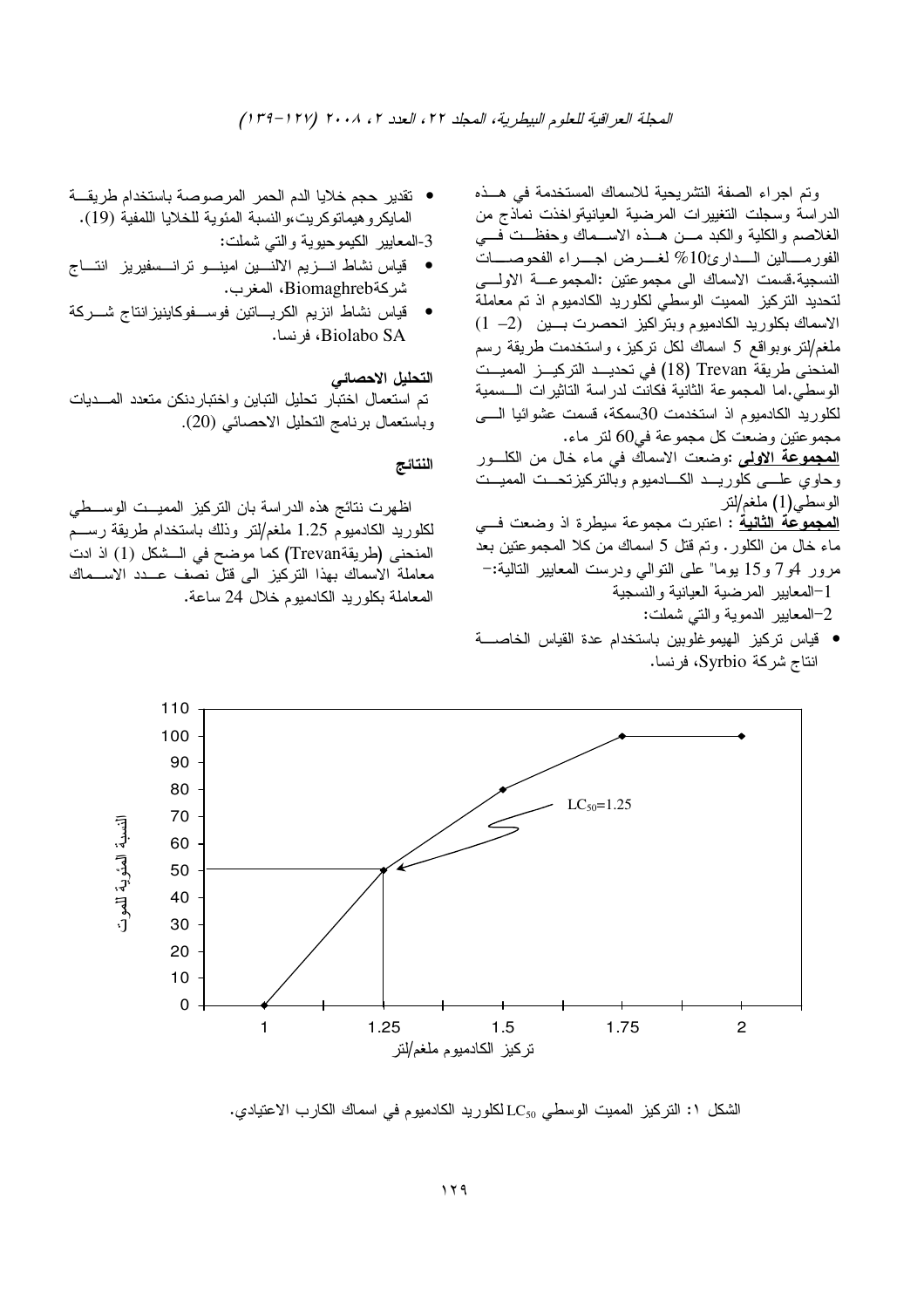وتم اجراء الصفة التشريحية للاسماك المستخدمة في هذه الدراسة وسجلت التغييرات المرضية العيانيةواخذت نماذج من الغلاصم والكلية والكبد من هذه الاسماك وحفظت في الفورمالين الداريء10% لغرض اجراء الفحوصات النسجية.قسمت الاسماك الى مجموعتين :المجموعة الاولى لتحديد التركيز المميت الوسطي لكلوريد الكادميوم اذ تم معاملة الاسماك بكلوريد الكادميوم وبتراكيز انحصرت بين (1 –2) ملغم/لتر ،وبواقع 5 اسماك لكل تركيز، واستخدمت طريقة رسم المنحنى طريقة Trevan (18) في تحديد التركيز المميت الوسطي.اما المجموعة الثانية فكانت لدراسة التاثيرات السمية لكلوريد الكادميوم اذ استخدمت 30سمكة، قسمت عشوائيا الى مجموعتين وضعت كل مجموعة في60 لتر ماء.

**المجموعة الاولى** :وضعت الاسماك في ماء خال من الكلور وحاوي على كلوريد الكادميوم وبالتركيزتحت المميت الوسطي(1) ملغم/لتر

**المجموعة الثانية** : اعتبرت مجموعة سيطرة اذ وضعت في ماء خال من الكلور. وتم قتل 5 اسماك من كلا المجموعتين بعد مرور 4و7 و15 يوما" على التوالي ودرست المعايير التالية:–

1–المعايير المرضية العيانية والنسجية

2–المعايير الدموية والتي شملت:

- قياس تركيز الهيموغلوبين باستخدام عدة القياس الخاصة انتاج شركة Syrbio، فرنسا.
- تقدير حجم خلايا الدم الحمر المرصوصة باستخدام طريقة المايكروهيماتوكريت،والنسبة المئوية للخلايا اللمفية (19).

3-المعايير الكيموحيوية والتي شملت:

- قياس نشاط انزيم الالنين امينو ترانسفيريز انتاج شركةBiomaghreb، المغرب.
- قياس نشاط انزيم الكرياتين فوسفوكاينيزانتاج شركة Biolabo SA، فرنسا.

### التحليل الاحصائي

تم استعمال اختبار تحليل التباين واختباردنكن متعدد المديات وباستعمال برنامج التحليل الاحصائي (20).

### النتائج

اظهرت نتائج هذه الدراسة بان التركيز المميت الوسطي لكلوريد الكادميوم 1.25 ملغم/لتر وذلك باستخدام طريقة رسم المنحنى (طريقةTrevan) كما موضح في الشكل (1) اذ ادت معاملة الاسماك بهذا التركيز الى قتل نصف عدد الاسماك المعاملة بكلوريد الكادميوم خلال 24 ساعة.

الشكل ١: التركيز المميت الوسطي $LC_{50}$ لكلوريد الكادميوم في اسماك الكارب الاعتيادي.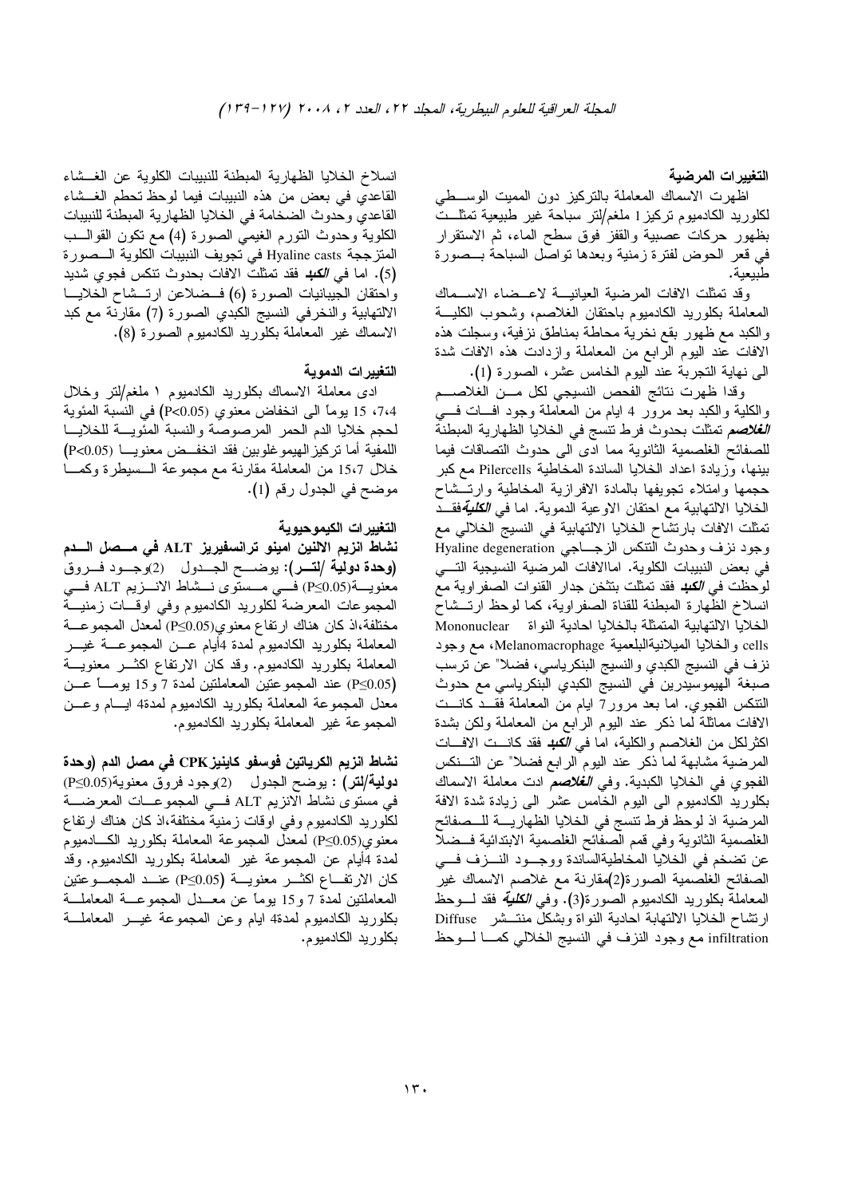### التغييرات المرضية

اظهرت الاسماك المعاملة بالتركيز دون المميت الوسطي لكلوريد الكادميوم تركيز1 ملغم/لتر سباحة غير طبيعية تمثلت بظهور حركات عصبية والقفز فوق سطح الماء، ثم الاستقرار في قعر الحوض لفترة زمنية وبعدها تواصل السباحة بصورة طبيعية.

وقد تمثلت الافات المرضية العيانية لاعضاء الاسماك المعاملة بكلوريد الكادميوم باحتقان الغلاصم، وشحوب الكلية والكبد مع ظهور بقع نخرية محاطة بمناطق نزفية، وسجلت هذه الافات عند اليوم الرابع من المعاملة وازدادت هذه الافات شدة الى نهاية التجربة عند اليوم الخامس عشر، الصورة (1).

وقدا ظهرت نتائج الفحص النسيجي لكل من الغلاصم والكلية والكبد بعد مرور 4 ايام من المعاملة وجود افات في ***الغلاصم*** تمثلت بحدوث فرط تنسج في الخلايا الظهارية المبطنة للصفائح الغلصمية الثانوية مما ادى الى حدوث التصاقات فيما بينها، وزيادة اعداد الخلايا الساندة المخاطية Pilercells مع كبر حجمها وامتلاء تجويفها بالمادة الافرازية المخاطية وارتشاح الخلايا الالتهابية مع احتقان الاوعية الدموية. اما في ***الكلية***فقد تمثلت الافات بارتشاح الخلايا الالتهابية في النسيج الخلالي مع وجود نزف وحدوث التنكس الزجاجي Hyaline degeneration في بعض النبيبات الكلوية. امالافات المرضية النسيجية التي لوحظت في ***الكبد*** فقد تمثلت بتثخن جدار القنوات الصفراوية مع انسلاخ الظهارة المبطنة للقناة الصفراوية، كما لوحظ ارتشاح الخلايا الالتهابية المتمثلة بالخلايا احادية النواة Mononuclear cells والخلايا الميلانيةالبلعمية Melanomacrophage، مع وجود نزف في النسيج الكبدي والنسيج البنكرياسي، فضلا" عن ترسب صبغة الهيموسيدرين في النسيج الكبدي البنكرياسي مع حدوث التنكس الفجوي. اما بعد مرور7 ايام من المعاملة فقد كانت الافات مماثلة لما ذكر عند اليوم الرابع من المعاملة ولكن بشدة اكثرلكل من الغلاصم والكلية، اما في ***الكبد*** فقد كانت الافات المرضية مشابهة لما ذكر عند اليوم الرابع فضلا" عن التنكس الفجوي في الخلايا الكبدية. وفي ***الغلاصم*** ادت معاملة الاسماك بكلوريد الكادميوم الى اليوم الخامس عشر الى زيادة شدة الافة المرضية اذ لوحظ فرط تنسج في الخلايا الظهارية للصفائح الغلصمية الثانوية وفي قمم الصفائح الغلصمية الابتدائية فضلا عن تضخم في الخلايا المخاطيةالساندة ووجود النزف في الصفائح الغلصمية الصورة(2)مقارنة مع غلاصم الاسماك غير المعاملة بكلوريد الكادميوم الصورة(3). وفي ***الكلية*** فقد لوحظ ارتشاح الخلايا الالتهابة احادية النواة وبشكل منتشر Diffuse infiltration مع وجود النزف في النسيج الخلالي كما لوحظ انسلاخ الخلايا الظهارية المبطنة للنبيبات الكلوية عن الغشاء القاعدي في بعض من هذه النبيبات فيما لوحظ تحطم الغشاء القاعدي وحدوث الضخامة في الخلايا الظهارية المبطنة للنبيبات الكلوية وحدوث التورم الغيمي الصورة (4) مع تكون القوالب المتزججة Hyaline casts في تجويف النبيبات الكلوية الصورة (5). اما في ***الكبد*** فقد تمثلت الافات بحدوث تنكس فجوي شديد واحتقان الجيبانيات الصورة (6) فضلاعن ارتشاح الخلايا الالتهابية والنخرفي النسيج الكبدي الصورة (7) مقارنة مع كبد الاسماك غير المعاملة بكلوريد الكادميوم الصورة (8).

### التغييرات الدموية

ادى معاملة الاسماك بكلوريد الكادميوم ١ ملغم/لتر وخلال 4، 7، 15 يوماً الى انخفاض معنوي ($P<0.05$) في النسبة المئوية لحجم خلايا الدم الحمر المرصوصة والنسبة المئوية للخلايا اللمفية أما تركيزالهيموغلوبين فقد انخفض معنويا ($P<0.05$) خلال 7، 15 من المعاملة مقارنة مع مجموعة السيطرة وكما موضح في الجدول رقم (1).

### التغييرات الكيموحيوية

**نشاط انزيم الالنين امينو ترانسفيريز ALT في مصل الدم (وحدة دولية /لتر):** يوضح الجدول (2)وجود فروق معنوية($P\leq0.05$) في مستوى نشاط الانزيم ALT في المجموعات المعرضة لكلوريد الكادميوم وفي اوقات زمنية مختلفة،اذ كان هناك ارتفاع معنوي($P\leq0.05$) لمعدل المجموعة المعاملة بكلوريد الكادميوم لمدة 4أيام عن المجموعة غير المعاملة بكلوريد الكادميوم. وقد كان الارتفاع اكثر معنوية ($P\leq0.05$) عند المجموعتين المعاملتين لمدة 7 و15 يوماً عن معدل المجموعة المعاملة بكلوريد الكادميوم لمدة4 ايام وعن المجموعة غير المعاملة بكلوريد الكادميوم.

**نشاط انزيم الكرياتين فوسفو كاينيزCPK في مصل الدم (وحدة دولية/لتر) :** يوضح الجدول (2)وجود فروق معنوية($P\leq0.05$) في مستوى نشاط الانزيم ALT في المجموعات المعرضة لكلوريد الكادميوم وفي اوقات زمنية مختلفة،اذ كان هناك ارتفاع معنوي($P\leq0.05$) لمعدل المجموعة المعاملة بكلوريد الكادميوم لمدة 4أيام عن المجموعة غير المعاملة بكلوريد الكادميوم. وقد كان الارتفاع اكثر معنوية ($P\leq0.05$) عند المجموعتين المعاملتين لمدة 7 و15 يوماً عن معدل المجموعة المعاملة بكلوريد الكادميوم لمدة4 ايام وعن المجموعة غير المعاملة بكلوريد الكادميوم.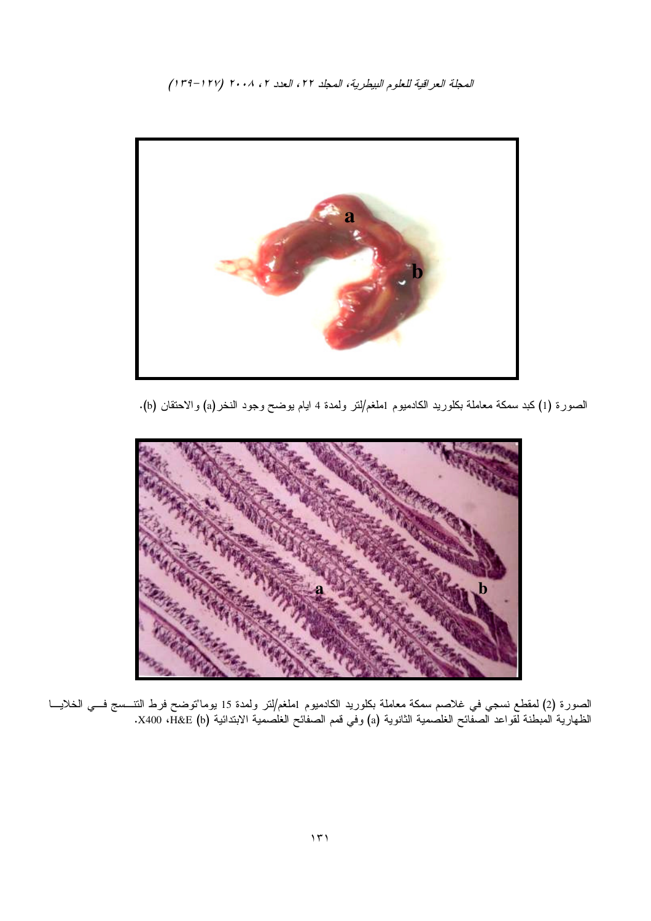الصورة (1) كبد سمكة معاملة بكلوريد الكادميوم 1ملغم/لتر ولمدة 4 ايام يوضح وجود النخر(a) والاحتقان (b).

الصورة (2) لمقطع نسجي في غلاصم سمكة معاملة بكلوريد الكادميوم 1ملغم/لتر ولمدة 15 يوما"توضح فرط التنسج في الخلايا الظهارية المبطنة لقواعد الصفائح الغلصمية الثانوية (a) وفي قمم الصفائح الغلصمية الابتدائية (b) H&E، X400.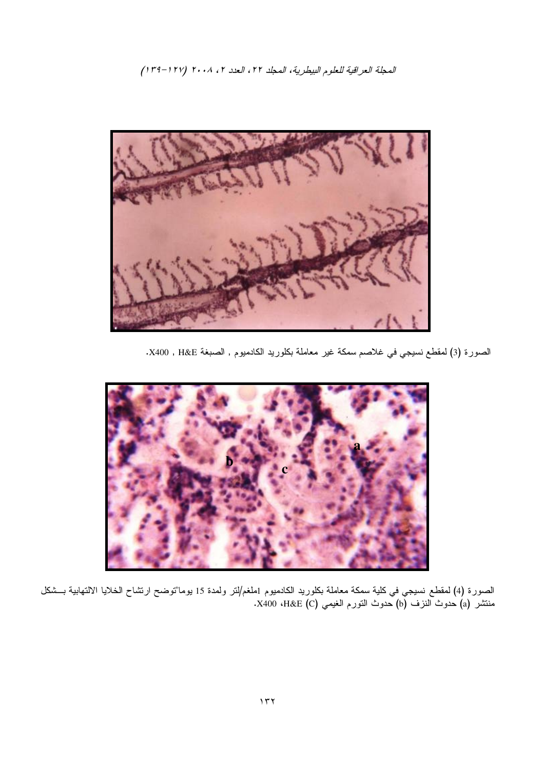الصورة (3) لمقطع نسيجي في غلاصم سمكة غير معاملة بكلوريد الكادميوم , الصبغة H&E , X400.

الصورة (4) لمقطع نسيجي في كلية سمكة معاملة بكلوريد الكادميوم 1ملغم/لتر ولمدة 15 يوما"توضح ارتشاح الخلايا الالتهابية بـشكل منتشر (a) حدوث النزف (b) حدوث التورم الغيمي (C) H&E، X400.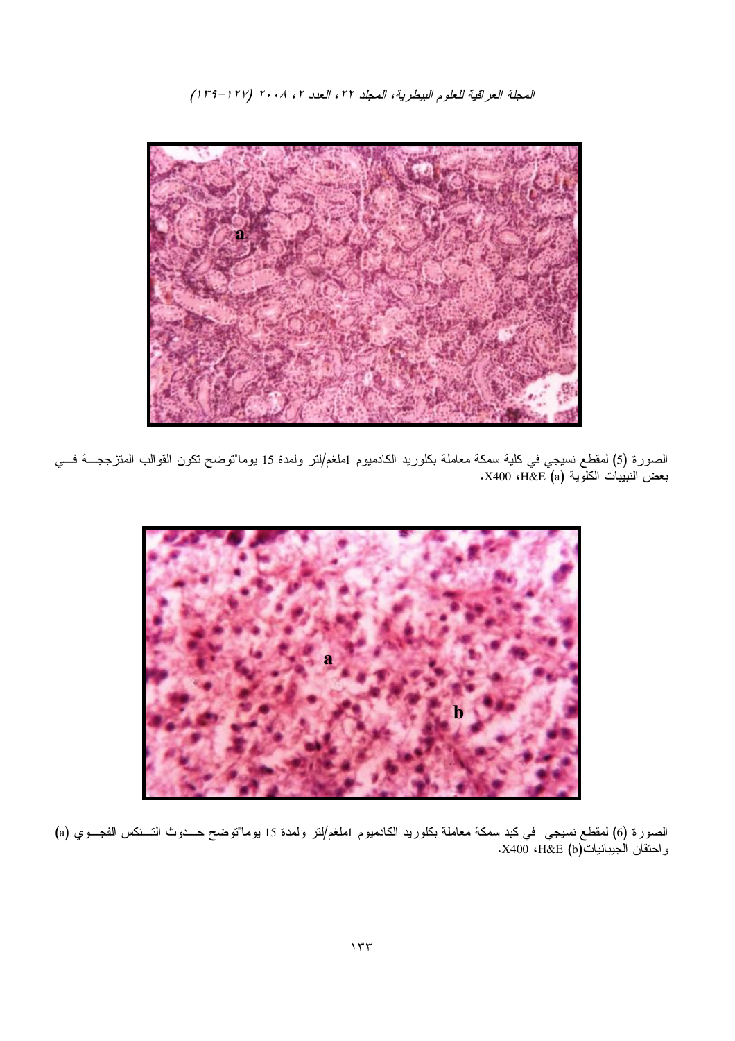الصورة (5) لمقطع نسيجي في كلية سمكة معاملة بكلوريد الكادميوم 1ملغم/لتر ولمدة 15 يوما"توضح تكون القوالب المتزججة في بعض النبيبات الكلوية (a) H&E، X400.

الصورة (6) لمقطع نسيجي في كبد سمكة معاملة بكلوريد الكادميوم 1ملغم/لتر ولمدة 15 يوما"توضح حدوث التنكس الفجوي (a) واحتقان الجيبانيات(b) H&E، X400.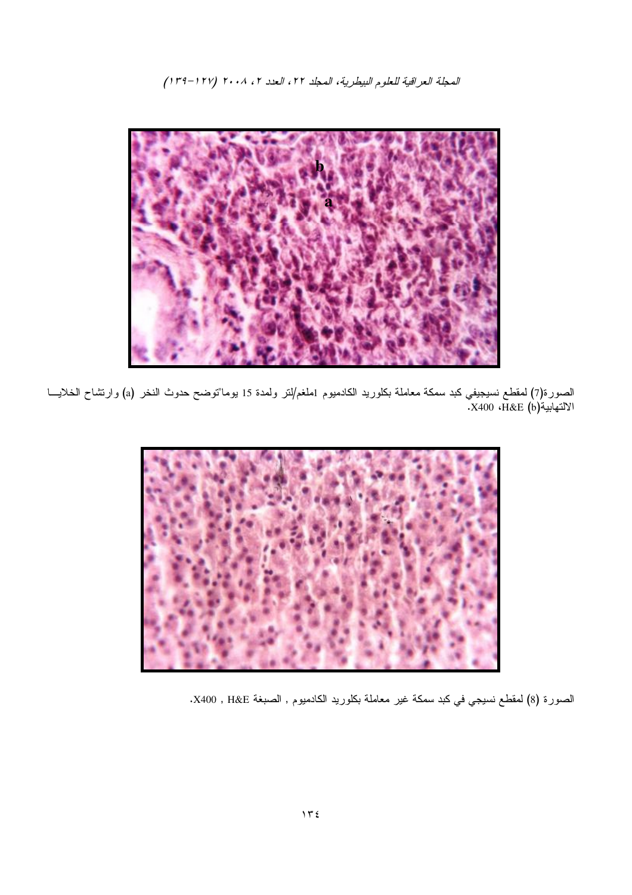الصورة(7) لمقطع نسيجيفي كبد سمكة معاملة بكلوريد الكادميوم 1ملغم/لتر ولمدة 15 يوما"توضح حدوث النخر (a) وارتشاح الخلايا الالتهابية(b) H&E، X400.

الصورة (8) لمقطع نسيجي في كبد سمكة غير معاملة بكلوريد الكادميوم , الصبغة H&E , X400.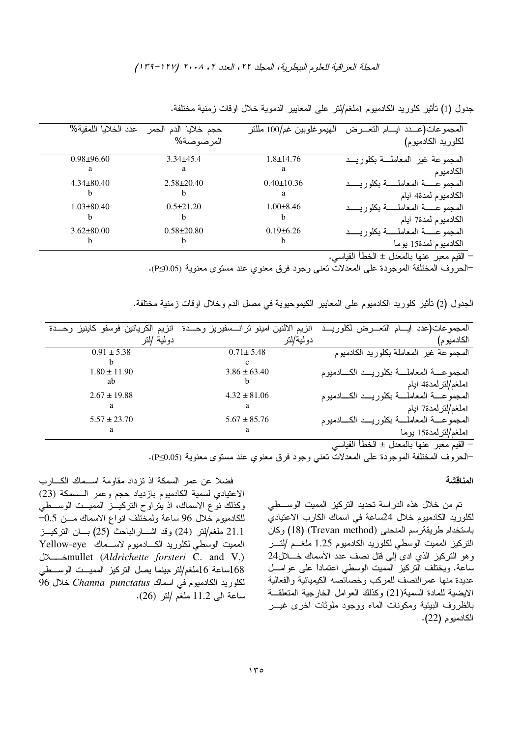جدول (1) تأثير كلوريد الكادميوم 1ملغم/لتر على المعايير الدموية خلال اوقات زمنية مختلفة.

| المجموعات(عـدد ايـام التعـرض لكلوريد الكادميوم) | الهيموغلوبين غم/100 مللتر | حجم خلايا الدم الحمر المرصوصة% | عدد الخلايا اللمفية% |
|---|---|---|---|
| المجموعة غير المعاملـة بكلوريـد الكادميوم | 1.8±14.76 a | 3.34±45.4 a | 0.98±96.60 a |
| المجموعـة المعاملـة بكلوريـد الكادميوم لمدة4 ايام | 0.40±10.36 a | 2.58±20.40 b | 4.34±80.40 b |
| المجموعـة المعاملـة بكلوريـد الكادميوم لمدة7 ايام | 1.00±8.46 b | 0.5±21.20 b | 1.03±80.40 b |
| المجموعـة المعاملـة بكلوريـد الكادميوم لمدة15 يوما | 0.19±6.26 b | 0.58±20.80 b | 3.62±80.00 b |

- القيم معبر عنها بالمعدل ± الخطأ القياسي.

-الحروف المختلفة الموجودة على المعدلات تعني وجود فرق معنوي عند مستوى معنوية (P≤0.05).

الجدول (2) تأثير كلوريد الكادميوم على المعايير الكيموحيوية في مصل الدم وخلال اوقات زمنية مختلفة.

| المجموعات(عدد ايـام التعـرض لكلوريـد الكادميوم) | انزيم الالنين امينو ترانـسفيريز وحـدة دولية/لتر | انزيم الكرياتين فوسفو كاينيز وحـدة دولية /لتر |
|---|---|---|
| المجموعة غير المعاملة بكلوريد الكادميوم | 0.71± 5.48 c | 0.91 ± 5.38 b |
| المجموعـة المعاملـة بكلوريـد الكـادميوم 1ملغم/لترلمدة4 ايام | 3.86 ± 63.40 b | 1.80 ± 11.90 ab |
| المجموعـة المعاملـة بكلوريـد الكـادميوم 1ملغم/لترلمدة7 ايام | 4.32 ± 81.06 a | 2.67 ± 19.88 a |
| المجموعـة المعاملـة بكلوريـد الكـادميوم 1ملغم/لترلمدة15 يوما | 5.67 ± 85.76 a | 5.57 ± 23.70 a |

- القيم معبر عنها بالمعدل ± الخطأ القياسي

-الحروف المختلفة الموجودة على المعدلات تعني وجود فرق معنوي عند مستوى معنوية (P≤0.05).

**المناقشة**

تم من خلال هذه الدراسة تحديد التركيز المميت الوسطي لكلوريد الكادميوم خلال 24ساعة في اسماك الكارب الاعتيادي باستخدام طريقةرسم المنحنى (Trevan method) (18) وكان التركيز المميت الوسطي لكلوريد الكادميوم 1.25 ملغـم /لتـر وهو التركيز الذي ادى إلى قتل نصف عدد الأسماك خـلال24 ساعة. ويختلف التركيز المميت الوسطي اعتماداً على عوامـل عديدة منها عمرالنصف للمركب وخصائصه الكيميائية والفعالية الايضية للمادة السمية(21) وكذلك العوامل الخارجية المتعلقـة بالظروف البيئية ومكونات الماء ووجود ملوثات اخرى غيـر الكادميوم (22).

فضلا عن عمر السمكة اذ تزداد مقاومة اسـماك الكـارب الاعتيادي لسمية الكادميوم بازدياد حجم وعمر الـسمكة (23) وكذلك نوع الاسماك، اذ يتراوح التركيـز المميـت الوسـطي للكادميوم خلال 96 ساعة ولمختلف انواع الاسماك مـن 0.5– 21.1 ملغم/لتر (24) وقد اشـار الباحث (25) بـان التركيـز المميت الوسطي لكلوريد الكـادميوم لاسـماك Yellow-eye mullet (*Aldrichette forsteri* C. and V.)خـلال 168ساعة 16ملغم/لتر،بينما يصل التركيز المميـت الوسـطي لكلوريد الكادميوم في اسماك *Channa punctatus* خلال 96 ساعة الى 11.2 ملغم /لتر (26).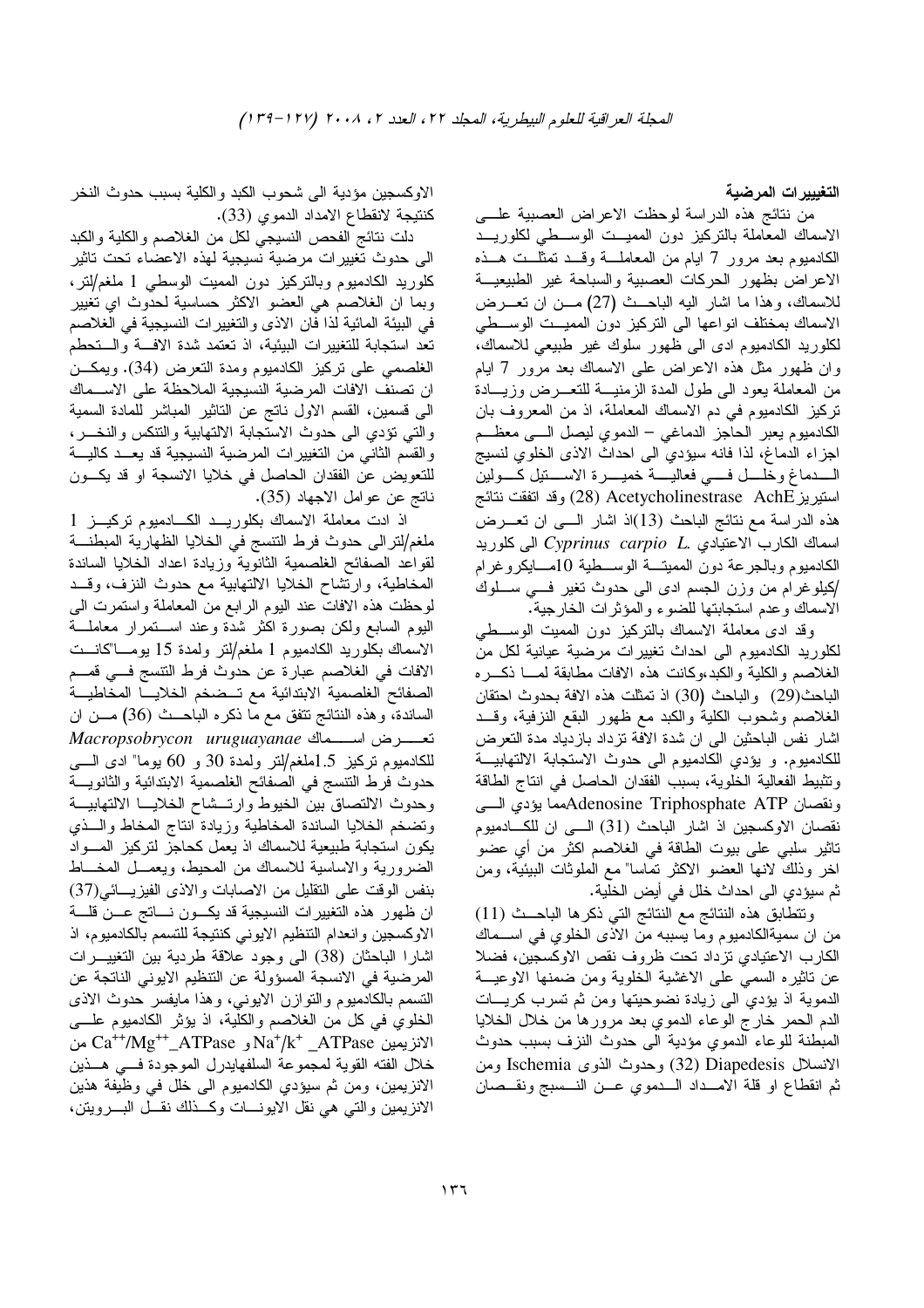## التغييرات المرضية

من نتائج هذه الدراسة لوحظت الاعراض العصبية على الاسماك المعاملة بالتركيز دون المميت الوسطي لكلوريد الكادميوم بعد مرور 7 ايام من المعاملة وقد تمثلت هذه الاعراض بظهور الحركات العصبية والسباحة غير الطبيعية للاسماك، وهذا ما اشار اليه الباحث (27) من ان تعرض الاسماك بمختلف انواعها الى التركيز دون المميت الوسطي لكلوريد الكادميوم ادى الى ظهور سلوك غير طبيعي للاسماك، وان ظهور مثل هذه الاعراض على الاسماك بعد مرور 7 ايام من المعاملة يعود الى طول المدة الزمنية للتعرض وزيادة تركيز الكادميوم في دم الاسماك المعاملة، اذ من المعروف بان الكادميوم يعبر الحاجز الدماغي – الدموي ليصل الى معظم اجزاء الدماغ، لذا فانه سيؤدي الى احداث الاذى الخلوي لنسيج الدماغ وخلل في فعالية خميرة الاستيل كولين استيريز Acetycholinestrase AchE (28) وقد اتفقت نتائج هذه الدراسة مع نتائج الباحث (13)اذ اشار الى ان تعرض اسماك الكارب الاعتيادي *Cyprinus carpio L.* الى كلوريد الكادميوم وبالجرعة دون المميتة الوسطية 10مايكروغرام /كيلوغرام من وزن الجسم ادى الى حدوث تغير في سلوك الاسماك وعدم استجابتها للضوء والمؤثرات الخارجية.

وقد ادى معاملة الاسماك بالتركيز دون المميت الوسطي لكلوريد الكادميوم الى احداث تغييرات مرضية عيانية لكل من الغلاصم والكلية والكبد،وكانت هذه الافات مطابقة لما ذكره الباحث(29) والباحث (30) اذ تمثلت هذه الافة بحدوث احتقان الغلاصم وشحوب الكلية والكبد مع ظهور البقع النزفية، وقد اشار نفس الباحثين الى ان شدة الافة تزداد بازدياد مدة التعرض للكادميوم. و يؤدي الكادميوم الى حدوث الاستجابة الالتهابية وتثبيط الفعالية الخلوية، بسبب الفقدان الحاصل في انتاج الطاقة ونقصان Adenosine Triphosphate ATPمما يؤدي الى نقصان الاوكسجين اذ اشار الباحث (31) الى ان للكادميوم تاثير سلبي على بيوت الطاقة في الغلاصم اكثر من أي عضو اخر وذلك لانها العضو الاكثر تماسا" مع الملوثات البيئية، ومن ثم سيؤدي الى احداث خلل في أيض الخلية.

وتتطابق هذه النتائج مع النتائج التي ذكرها الباحث (11) من ان سميةالكادميوم وما يسببه من الاذى الخلوي في اسماك الكارب الاعتيادي تزداد تحت ظروف نقص الاوكسجين، فضلا عن تاثيره السمي على الاغشية الخلوية ومن ضمنها الاوعية الدموية اذ يؤدي الى زيادة نضوحيتها ومن ثم تسرب كريات الدم الحمر خارج الوعاء الدموي بعد مرورها من خلال الخلايا المبطنة للوعاء الدموي مؤدية الى حدوث النزف بسبب حدوث الانسلال Diapedesis (32) وحدوث الذوى Ischemia ومن ثم انقطاع او قلة الامداد الدموي عن النسيج ونقصان الاوكسجين مؤدية الى شحوب الكبد والكلية بسبب حدوث النخر كنتيجة لانقطاع الامداد الدموي (33).

دلت نتائج الفحص النسيجي لكل من الغلاصم والكلية والكبد الى حدوث تغييرات مرضية نسيجية لهذه الاعضاء تحت تاثير كلوريد الكادميوم وبالتركيز دون المميت الوسطي 1 ملغم/لتر، وبما ان الغلاصم هي العضو الاكثر حساسية لحدوث اي تغيير في البيئة المائية لذا فان الاذى والتغييرات النسيجية في الغلاصم تعد استجابة للتغييرات البيئية، اذ تعتمد شدة الافة والتحطم الغلصمي على تركيز الكادميوم ومدة التعرض (34). ويمكن ان تصنف الافات المرضية النسيجية الملاحظة على الاسماك الى قسمين، القسم الاول ناتج عن التاثير المباشر للمادة السمية والتي تؤدي الى حدوث الاستجابة الالتهابية والتنكس والنخر، والقسم الثاني من التغييرات المرضية النسيجية قد يعد كالية للتعويض عن الفقدان الحاصل في خلايا الانسجة او قد يكون ناتج عن عوامل الاجهاد (35).

اذ ادت معاملة الاسماك بكلوريد الكادميوم تركيز 1 ملغم/لترالى حدوث فرط التنسج في الخلايا الظهارية المبطنة لقواعد الصفائح الغلصمية الثانوية وزيادة اعداد الخلايا الساندة المخاطية، وارتشاح الخلايا الالتهابية مع حدوث النزف، وقد لوحظت هذه الافات عند اليوم الرابع من المعاملة واستمرت الى اليوم السابع ولكن بصورة اكثر شدة وعند استمرار معاملة الاسماك بكلوريد الكادميوم 1 ملغم/لتر ولمدة 15 يوما"كانت الافات في الغلاصم عبارة عن حدوث فرط التنسج في قمم الصفائح الغلصمية الابتدائية مع تضخم الخلايا المخاطية الساندة، وهذه النتائج تتفق مع ما ذكره الباحث (36) من ان تعرض اسماك *Macropsobrycon uruguayanae* للكادميوم تركيز 1.5ملغم/لتر ولمدة 30 و 60 يوما" ادى الى حدوث فرط التنسج في الصفائح الغلصمية الابتدائية والثانوية وحدوث الالتصاق بين الخيوط وارتشاح الخلايا الالتهابية وتضخم الخلايا الساندة المخاطية وزيادة انتاج المخاط والذي يكون استجابة طبيعية للاسماك اذ يعمل كحاجز لتركيز المواد الضرورية والاساسية للاسماك من المحيط، ويعمل المخاط بنفس الوقت على التقليل من الاصابات والاذى الفيزيائي(37) ان ظهور هذه التغييرات النسيجية قد يكون ناتج عن قلة الاوكسجين وانعدام التنظيم الايوني كنتيجة للتسمم بالكادميوم، اذ اشارا الباحثان (38) الى وجود علاقة طردية بين التغييرات المرضية في الانسجة المسؤولة عن التنظيم الايوني الناتجة عن التسمم بالكادميوم والتوازن الايوني، وهذا مايفسر حدوث الاذى الخلوي في كل من الغلاصم والكلية، اذ يؤثر الكادميوم على الانزيمين $Na^+/k^+$ _ATPase و $Ca^{++}/Mg^{++}$_ATPase من خلال الفته القوية لمجموعة السلفهايدرل الموجودة في هذين الانزيمين، ومن ثم سيؤدي الكادميوم الى خلل في وظيفة هذين الانزيمين والتي هي نقل الايونات وكذلك نقل البروتين،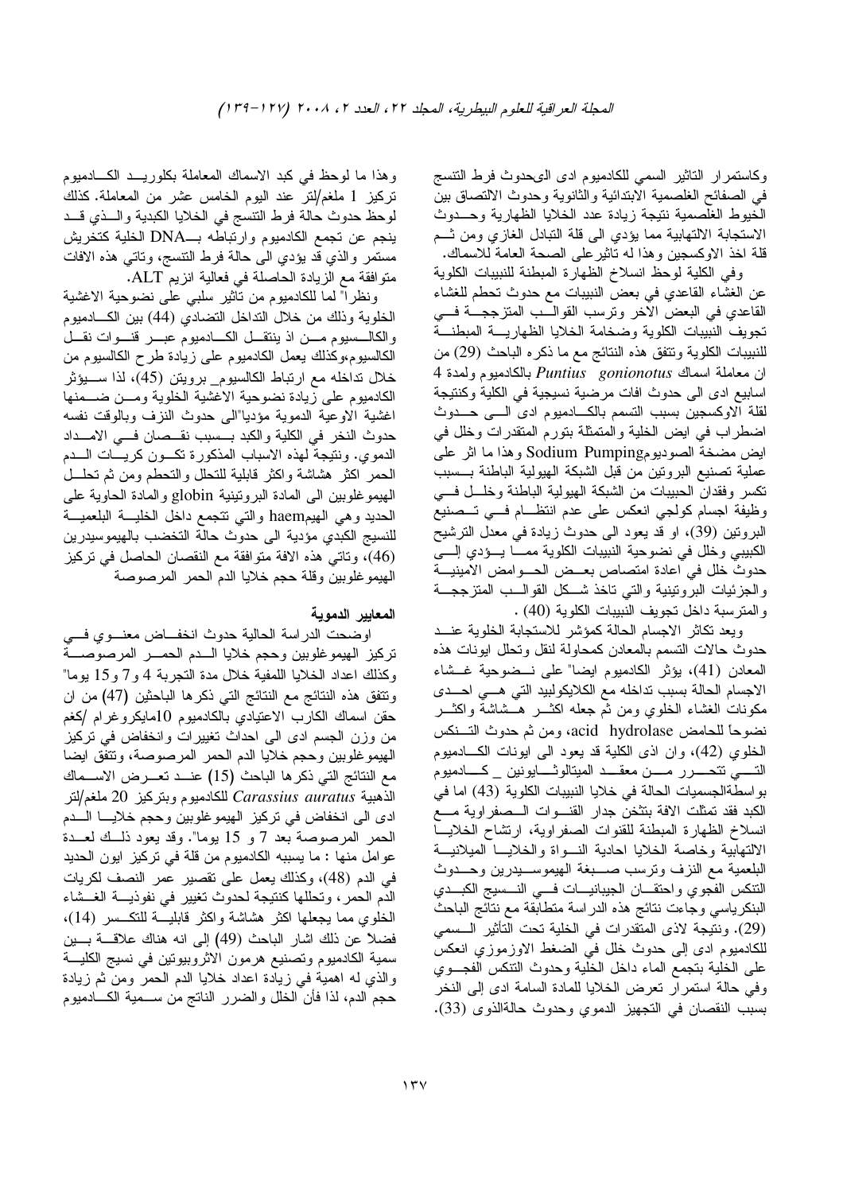وكاستمرار التاثير السمي للكادميوم ادى الىحدوث فرط التنسج في الصفائح الغلصمية الابتدائية والثانوية وحدوث الالتصاق بين الخيوط الغلصمية نتيجة زيادة عدد الخلايا الظهارية وحـــدوث الاستجابة الالتهابية مما يؤدي الى قلة التبادل الغازي ومن ثـــم قلة اخذ الاوكسجين وهذا له تأثيرعلى الصحة العامة للاسماك.

وفي الكلية لوحظ انسلاخ الظهارة المبطنة للنبيبات الكلوية عن الغشاء القاعدي في بعض النبيبات مع حدوث تحطم للغشاء القاعدي في البعض الاخر وترسب القوالـــب المتزججـــة فـــي تجويف النبيبات الكلوية وضخامة الخلايا الظهاريـــة المبطنـــة للنبيبات الكلوية وتتفق هذه النتائج مع ما ذكره الباحث (29) من ان معاملة اسماك *Puntius gonionotus* بالكادميوم ولمدة 4 اسابيع ادى الى حدوث افات مرضية نسيجية في الكلية وكنتيجة لقلة الاوكسجين بسبب التسمم بالكـــادميوم ادى الـــى حـــدوث اضطراب في ايض الخلية والمتمثلة بتورم المتقدرات وخلل في ايض مضخة الصوديومSodium Pumping وهذا ما اثر على عملية تصنيع البروتين من قبل الشبكة الهيولية الباطنة بـــسبب تكسر وفقدان الحبيبات من الشبكة الهيولية الباطنة وخلـــل فـــي وظيفة اجسام كولجي انعكس على عدم انتظـــام فـــي تـــصنيع البروتين (39)، او قد يعود الى حدوث زيادة في معدل الترشيح الكبيبي وخلل في نضوحية النبيبات الكلوية ممـــا يـــؤدي إلـــى حدوث خلل في اعادة امتصاص بعـــض الحـــوامض الامينيـــة والجزيئات البروتينية والتي تاخذ شـــكل القوالـــب المتزججـــة والمترسبة داخل تجويف النبيبات الكلوية (40) .

ويعد تكاثر الاجسام الحالة كمؤشر للاستجابة الخلوية عنـــد حدوث حالات التسمم بالمعادن كمحاولة لنقل وتحلل ايونات هذه المعادن (41)، يؤثر الكادميوم ايضا" على نـــضوحية غـــشاء الاجسام الحالة بسبب تداخله مع الكلايكوليبد التي هـــي احـــدى مكونات الغشاء الخلوي ومن ثم جعله اكثـــر هـــشاشة واكثـــر نضوحاً للحامض acid hydrolase، ومن ثم حدوث التـــنكس الخلوي (42)، وان اذى الكلية قد يعود الى ايونات الكـــادميوم التـــي تتحـــرر مـــن معقـــد الميتالوثـــايونين _ كـــادميوم بواسطةالجسيمات الحالة في خلايا النبيبات الكلوية (43) اما في الكبد فقد تمثلت الافة بتثخن جدار القنـــوات الـــصفراوية مـــع انسلاخ الظهارة المبطنة للقنوات الصفراوية، ارتشاح الخلايـــا الالتهابية وخاصة الخلايا احادية النـــواة والخلايـــا الميلانيـــة البلعمية مع النزف وترسب صـــبغة الهيموســـيدرين وحـــدوث التنكس الفجوي واحتقـــان الجيبانيـــات فـــي النـــسيج الكبـــدي البنكرياسي وجاءت نتائج هذه الدراسة متطابقة مع نتائج الباحث (29). ونتيجة لاذى المتقدرات في الخلية تحت التأثير الـــسمي للكادميوم ادى إلى حدوث خلل في الضغط الاوزموزي انعكس على الخلية بتجمع الماء داخل الخلية وحدوث التنكس الفجـــوي وفي حالة استمرار تعرض الخلايا للمادة السامة ادى إلى النخر بسبب النقصان في التجهيز الدموي وحدوث حالةالذوى (33).

وهذا ما لوحظ في كبد الاسماك المعاملة بكلوريـــد الكـــادميوم تركيز 1 ملغم/لتر عند اليوم الخامس عشر من المعاملة. كذلك لوحظ حدوث حالة فرط التنسج في الخلايا الكبدية والـــذي قـــد ينجم عن تجمع الكادميوم وارتباطه بـــDNA الخلية كتخريش مستمر والذي قد يؤدي الى حالة فرط التنسج، وتاتي هذه الافات متوافقة مع الزيادة الحاصلة في فعالية انزيم ALT.

ونظراً لما للكادميوم من تأثير سلبي على نضوحية الاغشية الخلوية وذلك من خلال التداخل التضادي (44) بين الكـــادميوم والكالـــسيوم مـــن اذ ينتقـــل الكـــادميوم عبـــر قنـــوات نقـــل الكالسيوم،وكذلك يعمل الكادميوم على زيادة طرح الكالسيوم من خلال تداخله مع ارتباط الكالسيوم_ بروتين (45)، لذا ســـيؤثر الكادميوم على زيادة نضوحية الاغشية الخلوية ومـــن ضـــمنها اغشية الاوعية الدموية مؤديا"الى حدوث النزف وبالوقت نفسه حدوث النخر في الكلية والكبد بـــسبب نقـــصان فـــي الامـــداد الدموي. ونتيجة لهذه الاسباب المذكورة تكـــون كريـــات الـــدم الحمر اكثر هشاشة واكثر قابلية للتحلل والتحطم ومن ثم تحلـــل الهيموغلوبين الى المادة البروتينية globin والمادة الحاوية على الحديد وهي الهيمhaem والتي تتجمع داخل الخليـــة البلعميـــة للنسيج الكبدي مؤدية الى حدوث حالة التخضب بالهيموسيدرين (46)، وتاتي هذه الافة متوافقة مع النقصان الحاصل في تركيز الهيموغلوبين وقلة حجم خلايا الدم الحمر المرصوصة

### المعايير الدموية

اوضحت الدراسة الحالية حدوث انخفـــاض معنـــوي فـــي تركيز الهيموغلوبين وحجم خلايا الـــدم الحمـــر المرصوصـــة وكذلك اعداد الخلايا اللمفية خلال مدة التجربة 4 و7 و15 يوما" وتتفق هذه النتائج مع النتائج التي ذكرها الباحثين (47) من ان حقن اسماك الكارب الاعتيادي بالكادميوم 10مايكروغرام /كغم من وزن الجسم ادى الى احداث تغييرات وانخفاض في تركيز الهيموغلوبين وحجم خلايا الدم الحمر المرصوصة، وتتفق ايضا مع النتائج التي ذكرها الباحث (15) عنـــد تعـــرض الاســـماك الذهبية *Carassius auratus* للكادميوم وبتركيز 20 ملغم/لتر ادى الى انخفاض في تركيز الهيموغلوبين وحجم خلايـــا الـــدم الحمر المرصوصة بعد 7 و 15 يوما". وقد يعود ذلـــك لعـــدة عوامل منها : ما يسببه الكادميوم من قلة في تركيز ايون الحديد في الدم (48)، وكذلك يعمل على تقصير عمر النصف لكريات الدم الحمر، وتحللها كنتيجة لحدوث تغيير في نفوذيـــة الغـــشاء الخلوي مما يجعلها اكثر هشاشة واكثر قابليـــة للتكـــسر (14)، فضلاً عن ذلك اشار الباحث (49) إلى انه هناك علاقـــة بـــين سمية الكادميوم وتصنيع هرمون الاثروبيوتين في نسيج الكليـــة والذي له اهمية في زيادة اعداد خلايا الدم الحمر ومن ثم زيادة حجم الدم، لذا فأن الخلل والضرر الناتج من ســـمية الكـــادميوم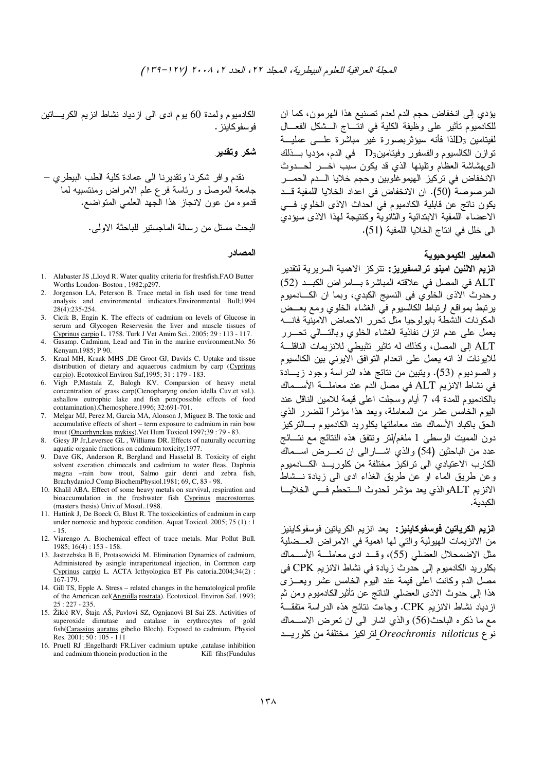يؤدي إلى انخفاض حجم الدم لعدم تصنيع هذا الهرمون، كما ان للكادميوم تأثير على وظيفة الكلية في انتاج الشكل الفعال لفيتامين $D_3$لذا فأنه سيؤثربصورة غير مباشرة على عملية توازن الكالسيوم والفسفور وفيتامين$D_3$ في الدم، مؤديا بذلك الىهشاشة العظام وتلينها الذي قد يكون سبب اخر لحدوث الانخفاض في تركيز الهيموغلوبين وحجم خلايا الدم الحمر المرصوصة (50). ان الانخفاض في اعداد الخلايا اللمفية قد يكون ناتج عن قابلية الكادميوم في احداث الاذى الخلوي في الاعضاء اللمفية الابتدائية والثانوية وكنتيجة لهذا الاذى سيؤدي الى خلل في انتاج الخلايا اللمفية (51).

### المعايير الكيموحيوية

**انزيم الالنين امينو ترانسفيريز:** تتركز الاهمية السريرية لتقدير ALT في المصل في علاقته المباشرة بامراض الكبد (52) وحدوث الاذى الخلوي في النسيج الكبدي، وبما ان الكادميوم يرتبط بمواقع ارتباط الكالسيوم في الغشاء الخلوي ومع بعض المكونات النشطة بايولوجيا مثل تحرر الاحماض الامينية فانه يعمل على عدم اتزان نفاذية الغشاء الخلوي وبالتالي تحرر ALT إلى المصل، وكذلك له تاثير تثبيطي للانزيمات الناقلة للايونات اذ انه يعمل على انعدام التوافق الايوني بين الكالسيوم والصوديوم (53). ويتبين من نتائج هذه الدراسة وجود زيادة في نشاط الانزيم ALT في مصل الدم عند معاملة الأسماك بالكادميوم للمدة 4، 7 أيام وسجلت اعلى قيمة للامين الناقل عند اليوم الخامس عشر من المعاملة، ويعد هذا مؤشراً للضرر الذي الحق باكباد الأسماك عند معاملتها بكلوريد الكادميوم بالتركيز دون المميت الوسطي 1 ملغم/لتر وتتفق هذه النتائج مع نتائج عدد من الباحثين (54) والذي اشار الى ان تعرض اسماك الكارب الاعتيادي الى تراكيز مختلفة من كلوريد الكادميوم وعن طريق الماء او عن طريق الغذاء ادى الى زيادة نشاط الانزيم ALTوالذي يعد مؤشر لحدوث التحطم في الخلايا الكبدية.

**انزيم الكرياتين فوسفوكاينيز:** يعد انزيم الكرياتين فوسفوكاينيز من الانزيمات الهيولية والتي لها اهمية في الامراض العضلية مثل الاضمحلال العضلي (55)، وقد ادى معاملة الأسماك بكلوريد الكادميوم إلى حدوث زيادة في نشاط الانزيم CPK في مصل الدم وكانت اعلى قيمة عند اليوم الخامس عشر ويعزى هذا إلى حدوث الاذى العضلي الناتج عن تأثيرالكادميوم ومن ثم ازدياد نشاط الانزيم CPK. وجاءت نتائج هذه الدراسة متفقة مع ما ذكره الباحث(56) والذي اشار الى ان تعرض الاسماك نوع *Oreochromis niloticus* لتراكيز مختلفة من كلوريد الكادميوم ولمدة 60 يوم ادى الى ازدياد نشاط انزيم الكرياتين فوسفوكاينز.

### شكر وتقدير

نقدم وافر شكرنا وتقديرنا الى عمادة كلية الطب البيطري – جامعة الموصل و رئاسة فرع علم الامراض ومنتسبيه لما قدموه من عون لانجاز هذا الجهد العلمي المتواضع.

البحث مستل من رسالة الماجستير للباحثة الاولى.

### المصادر

1. Alabaster JS ,Lloyd R. Water quality criteria for freshfish.FAO Butter Worths London- Boston , 1982;p297.
2. Jorgenson LA, Peterson B. Trace metal in fish used for time trend analysis and environmental indicators.Environmental Bull;1994 28(4):235-254.
3. Cicik B, Engin K. The effects of cadmium on levels of Glucose in serum and Glycogen Reservesin the liver and muscle tissues of Cyprinus carpio L. 1758. Turk J Vet Amim Sci.. 2005; 29 : 113 - 117.
4. Gasamp. Cadmium, Lead and Tin in the marine environment.No. 56 Kenyam.1985; P 90.
5. Kraal MH, Kraak MHS ,DE Groot GJ, Davids C. Uptake and tissue distribution of dietary and aquaerous cadmium by carp (Cyprinus carpio). Ecotoxicol Environ Saf,1995; 31 : 179 - 183.
6. Vigh P,Mastala Z, Balogh KV. Comparsion of heavy metal concentration of grass carp(Ctenopharyng ondon idella Cuv.et val.). ashallow eutrophic lake and fish pon(possible effects of food contamination).Chemosphere.1996; 32:691-701.
7. Melgar MJ, Perez M, Garcia MA, Alonson J, Miguez B. The toxic and accumulative effects of short – term exposure to cadmium in rain bow trout (Oncorhynckus mykiss).Vet Hum Toxicol.1997;39 : 79 - 83.
8. Giesy JP Jr,Leversee GL , Williams DR. Effects of naturally occurring aquatic organic fractions on cadmium toxicity;1977.
9. Dave GK, Anderson R, Bergland and Hasselal B. Toxicity of eight solvent excration chimecals and cadmium to water fleas, Daphnia magna –rain bow trout, Salmo gair denri and zebra fish, Brachydanio.J Comp BiochemPhysiol.1981; 69, C, 83 - 98.
10. Khalil ABA. Effect of some heavy metals on survival, respiration and bioaccumulation in the freshwater fish Cyprinus macrostomus. (master's thesis) Univ.of Mosul..1988.
11. Hattink J, De Boeck G, Blust R. The toxicokintics of cadmium in carp under nomoxic and hypoxic condition. Aquat Toxicol. 2005; 75 (1) : 1 - 15.
12. Viarengo A. Biochemical effect of trace metals. Mar Pollut Bull. 1985; 16(4) : 153 - 158.
13. Jastrzebska B E, Protasowicki M. Elimination Dynamics of cadmium, Administered by asingle intraperitoneal injection, in Common carp Cyprinus carpio L. ACTA Icthyologica ET Pis catoria.2004;34(2) : 167-179.
14. Gill TS, Epple A. Stress – related changes in the hematological profile of the American eel(Anguilla rostrata). Ecotoxicol. Environ Saf. 1993; 25 : 227 - 235.
15. Žikić RV, Štajn AŠ, Pavlovi SZ, Ognjanovi BI Sai ZS. Activities of superoxide dimutase and catalase in erythrocytes of gold fish(Carassius auratus gibelio Bloch). Exposed to cadmium. Physiol Res. 2001; 50 : 105 - 111
16. Pruell RJ ;Engelhardt FR.Liver cadmium uptake ,catalase inhibition and cadmium thionein production in the Kill fihs(Fundulus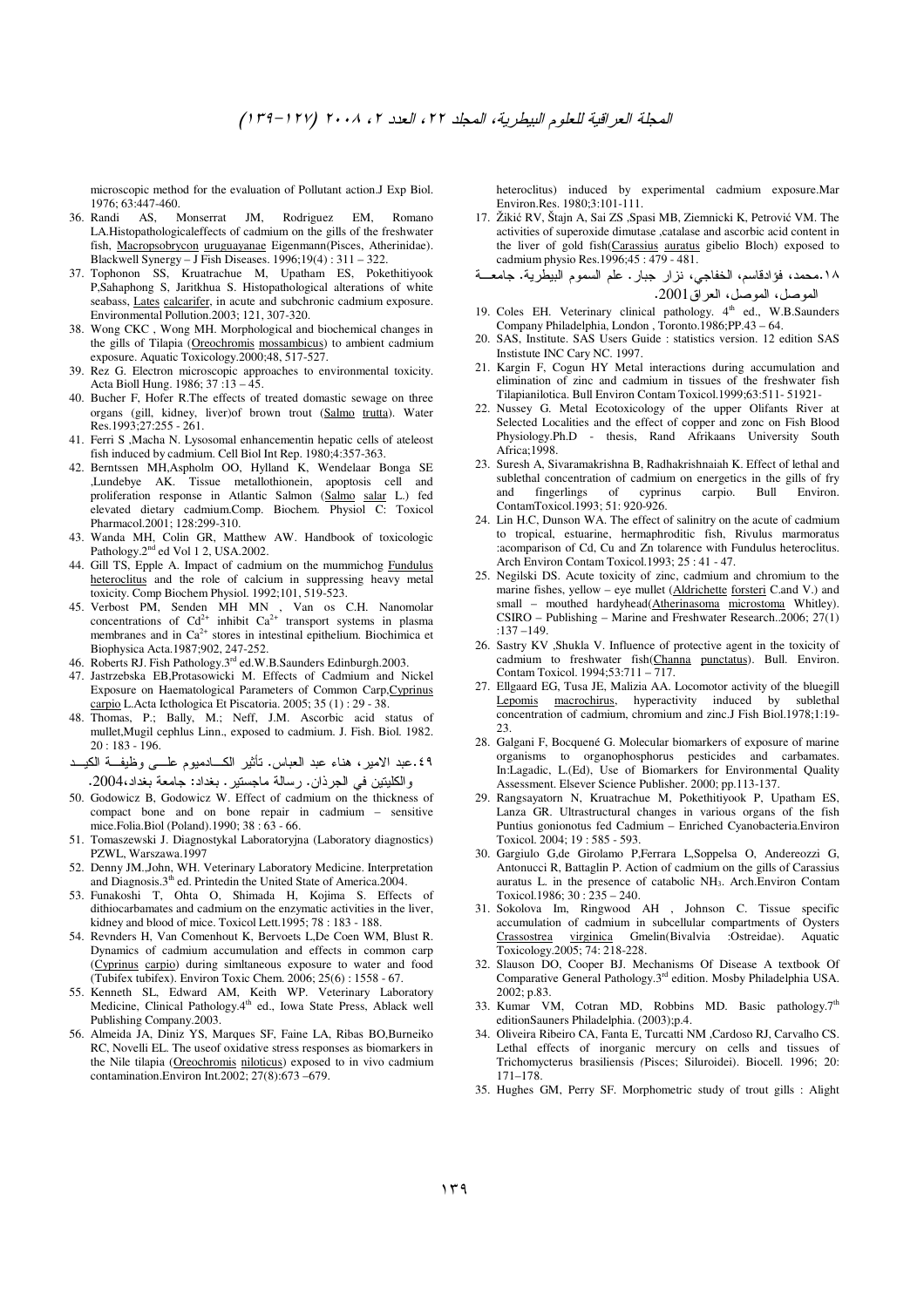microscopic method for the evaluation of Pollutant action.J Exp Biol. 1976; 63:447-460.

36. Randi AS, Monserrat JM, Rodriguez EM, Romano LA.Histopathologicaleffects of cadmium on the gills of the freshwater fish, Macropsobrycon uruguayanae Eigenmann(Pisces, Atherinidae). Blackwell Synergy – J Fish Diseases. 1996;19(4) : 311 – 322.
37. Tophonon SS, Kruatrachue M, Upatham ES, Pokethitiyook P,Sahaphong S, Jaritkhua S. Histopathological alterations of white seabass, Lates calcarifer, in acute and subchronic cadmium exposure. Environmental Pollution.2003; 121, 307-320.
38. Wong CKC , Wong MH. Morphological and biochemical changes in the gills of Tilapia (Oreochromis mossambicus) to ambient cadmium exposure. Aquatic Toxicology.2000;48, 517-527.
39. Rez G. Electron microscopic approaches to environmental toxicity. Acta Bioll Hung. 1986; 37 :13 – 45.
40. Bucher F, Hofer R.The effects of treated domastic sewage on three organs (gill, kidney, liver)of brown trout (Salmo trutta). Water Res.1993;27:255 - 261.
41. Ferri S ,Macha N. Lysosomal enhancementin hepatic cells of ateleost fish induced by cadmium. Cell Biol Int Rep. 1980;4:357-363.
42. Berntssen MH,Aspholm OO, Hylland K, Wendelaar Bonga SE ,Lundebye AK. Tissue metallothionein, apoptosis cell and proliferation response in Atlantic Salmon (Salmo salar L.) fed elevated dietary cadmium.Comp. Biochem. Physiol C: Toxicol Pharmacol.2001; 128:299-310.
43. Wanda MH, Colin GR, Matthew AW. Handbook of toxicologic Pathology.2[nd] ed Vol 1 2, USA.2002.
44. Gill TS, Epple A. Impact of cadmium on the mummichog Fundulus heteroclitus and the role of calcium in suppressing heavy metal toxicity. Comp Biochem Physiol. 1992;101, 519-523.
45. Verbost PM, Senden MH MN , Van os C.H. Nanomolar concentrations of $Cd^{2+}$ inhibit $Ca^{2+}$ transport systems in plasma membranes and in $Ca^{2+}$ stores in intestinal epithelium. Biochimica et Biophysica Acta.1987;902, 247-252.
46. Roberts RJ. Fish Pathology.3[rd] ed.W.B.Saunders Edinburgh.2003.
47. Jastrzebska EB,Protasowicki M. Effects of Cadmium and Nickel Exposure on Haematological Parameters of Common Carp,Cyprinus carpio L.Acta Icthologica Et Piscatoria. 2005; 35 (1) : 29 - 38.
48. Thomas, P.; Bally, M.; Neff, J.M. Ascorbic acid status of mullet,Mugil cephlus Linn., exposed to cadmium. J. Fish. Biol. 1982. 20 : 183 - 196.
49. عبد الامير، هناء عبد العباس. تأثير الكادميوم على وظيفة الكبد والكليتين في الجرذان. رسالة ماجستير. بغداد: جامعة بغداد،2004.
50. Godowicz B, Godowicz W. Effect of cadmium on the thickness of compact bone and on bone repair in cadmium – sensitive mice.Folia.Biol (Poland).1990; 38 : 63 - 66.
51. Tomaszewski J. Diagnostykal Laboratoryjna (Laboratory diagnostics) PZWL, Warszawa.1997
52. Denny JM.,John, WH. Veterinary Laboratory Medicine. Interpretation and Diagnosis.3[th] ed. Printedin the United State of America.2004.
53. Funakoshi T, Ohta O, Shimada H, Kojima S. Effects of dithiocarbamates and cadmium on the enzymatic activities in the liver, kidney and blood of mice. Toxicol Lett.1995; 78 : 183 - 188.
54. Revnders H, Van Comenhout K, Bervoets L,De Coen WM, Blust R. Dynamics of cadmium accumulation and effects in common carp (Cyprinus carpio) during simltaneous exposure to water and food (Tubifex tubifex). Environ Toxic Chem. 2006; 25(6) : 1558 - 67.
55. Kenneth SL, Edward AM, Keith WP. Veterinary Laboratory Medicine, Clinical Pathology.4[th] ed., Iowa State Press, Ablack well Publishing Company.2003.
56. Almeida JA, Diniz YS, Marques SF, Faine LA, Ribas BO,Burneiko RC, Novelli EL. The useof oxidative stress responses as biomarkers in the Nile tilapia (Oreochromis niloticus) exposed to in vivo cadmium contamination.Environ Int.2002; 27(8):673 –679.

heteroclitus) induced by experimental cadmium exposure.Mar Environ.Res. 1980;3:101-111.

17. Žikić RV, Štajn A, Sai ZS ,Spasi MB, Ziemnicki K, Petrović VM. The activities of superoxide dimutase ,catalase and ascorbic acid content in the liver of gold fish(Carassius auratus gibelio Bloch) exposed to cadmium physio Res.1996;45 : 479 - 481.
18. محمد، فؤادقاسم، الخفاجي، نزار جبار. علم السموم البيطرية. جامعة الموصل، الموصل، العراق2001.
19. Coles EH. Veterinary clinical pathology. 4[th] ed., W.B.Saunders Company Philadelphia, London , Toronto.1986;PP.43 – 64.
20. SAS, Institute. SAS Users Guide : statistics version. 12 edition SAS Instistute INC Cary NC. 1997.
21. Kargin F, Cogun HY Metal interactions during accumulation and elimination of zinc and cadmium in tissues of the freshwater fish Tilapianilotica. Bull Environ Contam Toxicol.1999;63:511- 51921-
22. Nussey G. Metal Ecotoxicology of the upper Olifants River at Selected Localities and the effect of copper and zonc on Fish Blood Physiology.Ph.D - thesis, Rand Afrikaans University South Africa;1998.
23. Suresh A, Sivaramakrishna B, Radhakrishnaiah K. Effect of lethal and sublethal concentration of cadmium on energetics in the gills of fry and fingerlings of cyprinus carpio. Bull Environ. ContamToxicol.1993; 51: 920-926.
24. Lin H.C, Dunson WA. The effect of salinitry on the acute of cadmium to tropical, estuarine, hermaphroditic fish, Rivulus marmoratus :acomparison of Cd, Cu and Zn tolarence with Fundulus heteroclitus. Arch Environ Contam Toxicol.1993; 25 : 41 - 47.
25. Negilski DS. Acute toxicity of zinc, cadmium and chromium to the marine fishes, yellow – eye mullet (Aldrichette forsteri C.and V.) and small – mouthed hardyhead(Atherinasoma microstoma Whitley). CSIRO – Publishing – Marine and Freshwater Research..2006; 27(1) :137 –149.
26. Sastry KV ,Shukla V. Influence of protective agent in the toxicity of cadmium to freshwater fish(Channa punctatus). Bull. Environ. Contam Toxicol. 1994;53:711 – 717.
27. Ellgaard EG, Tusa JE, Malizia AA. Locomotor activity of the bluegill Lepomis macrochirus, hyperactivity induced by sublethal concentration of cadmium, chromium and zinc.J Fish Biol.1978;1:19-23.
28. Galgani F, Bocquené G. Molecular biomarkers of exposure of marine organisms to organophosphorus pesticides and carbamates. In:Lagadic, L.(Ed), Use of Biomarkers for Environmental Quality Assessment. Elsever Science Publisher. 2000; pp.113-137.
29. Rangsayatorn N, Kruatrachue M, Pokethitiyook P, Upatham ES, Lanza GR. Ultrastructural changes in various organs of the fish Puntius gonionotus fed Cadmium – Enriched Cyanobacteria.Environ Toxicol. 2004; 19 : 585 - 593.
30. Gargiulo G,de Girolamo P,Ferrara L,Soppelsa O, Andereozzi G, Antonucci R, Battaglin P. Action of cadmium on the gills of Carassius auratus L. in the presence of catabolic $NH_3$. Arch.Environ Contam Toxicol.1986; 30 : 235 – 240.
31. Sokolova Im, Ringwood AH , Johnson C. Tissue specific accumulation of cadmium in subcellular compartments of Oysters Crassostrea virginica Gmelin(Bivalvia :Ostreidae). Aquatic Toxicology.2005; 74: 218-228.
32. Slauson DO, Cooper BJ. Mechanisms Of Disease A textbook Of Comparative General Pathology.3[rd] edition. Mosby Philadelphia USA. 2002; p.83.
33. Kumar VM, Cotran MD, Robbins MD. Basic pathology.7[th] editionSauners Philadelphia. (2003);p.4.
34. Oliveira Ribeiro CA, Fanta E, Turcatti NM ,Cardoso RJ, Carvalho CS. Lethal effects of inorganic mercury on cells and tissues of Trichomycterus brasiliensis (Pisces; Siluroidei). Biocell. 1996; 20: 171–178.
35. Hughes GM, Perry SF. Morphometric study of trout gills : Alight